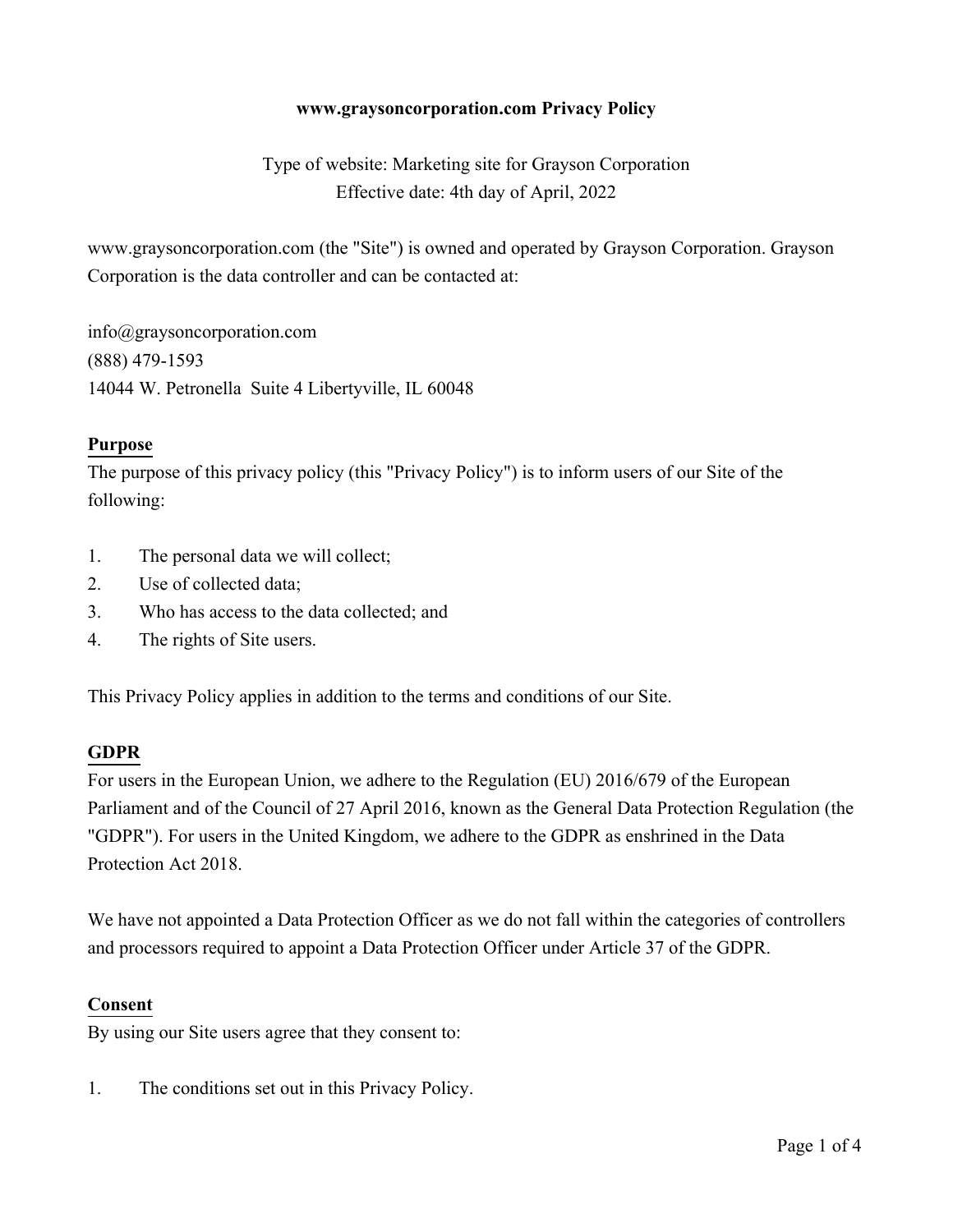# www.graysoncorporation.com Privacy Policy

Type of website: Marketing site for Grayson Corporation
Effective date: 4th day of April, 2022

www.graysoncorporation.com (the "Site") is owned and operated by Grayson Corporation. Grayson Corporation is the data controller and can be contacted at:

info@graysoncorporation.com
(888) 479-1593
14044 W. Petronella Suite 4 Libertyville, IL 60048

## Purpose

The purpose of this privacy policy (this "Privacy Policy") is to inform users of our Site of the following:

1. The personal data we will collect;
2. Use of collected data;
3. Who has access to the data collected; and
4. The rights of Site users.

This Privacy Policy applies in addition to the terms and conditions of our Site.

## GDPR

For users in the European Union, we adhere to the Regulation (EU) 2016/679 of the European Parliament and of the Council of 27 April 2016, known as the General Data Protection Regulation (the "GDPR"). For users in the United Kingdom, we adhere to the GDPR as enshrined in the Data Protection Act 2018.

We have not appointed a Data Protection Officer as we do not fall within the categories of controllers and processors required to appoint a Data Protection Officer under Article 37 of the GDPR.

## Consent

By using our Site users agree that they consent to:

1. The conditions set out in this Privacy Policy.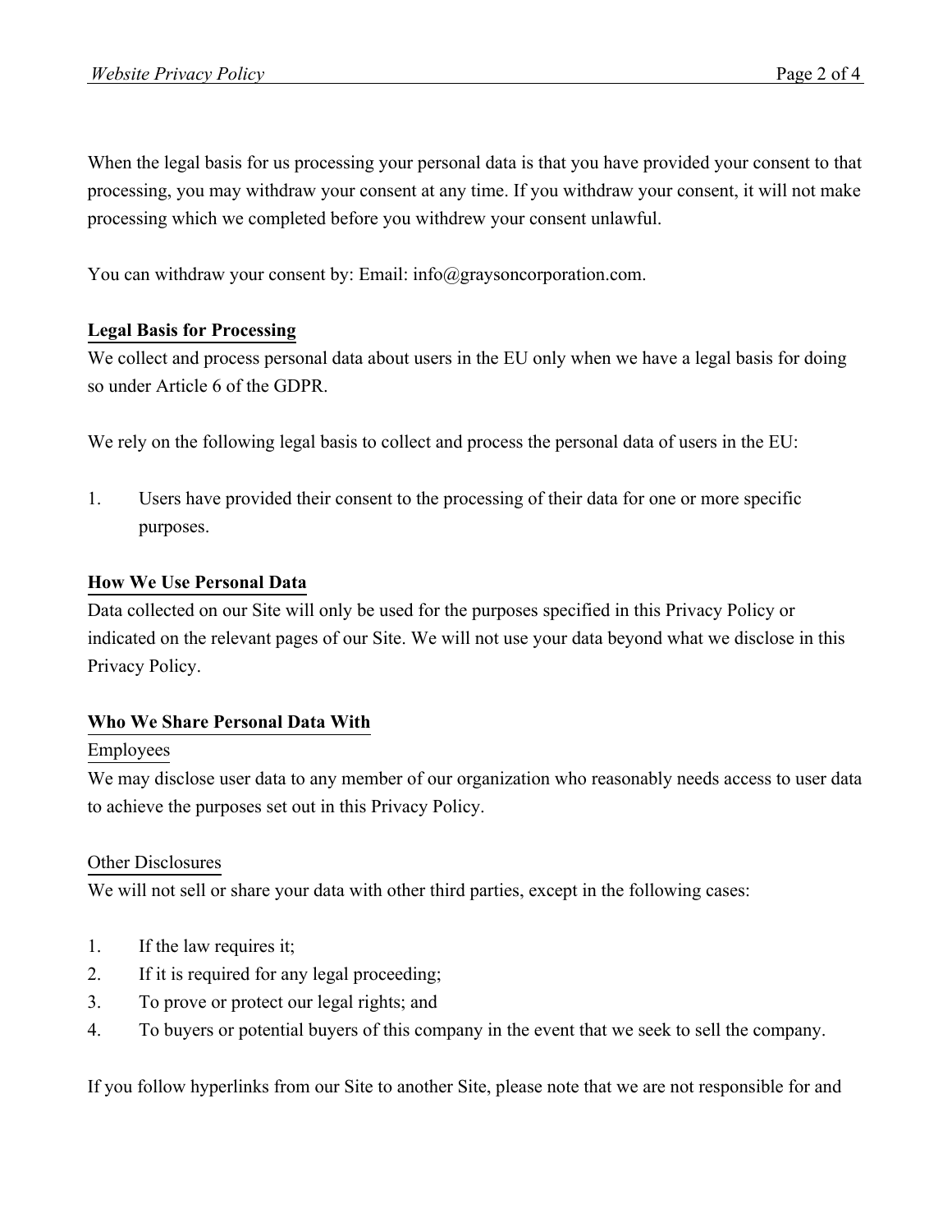When the legal basis for us processing your personal data is that you have provided your consent to that processing, you may withdraw your consent at any time. If you withdraw your consent, it will not make processing which we completed before you withdrew your consent unlawful.

You can withdraw your consent by: Email: info@graysoncorporation.com.

## Legal Basis for Processing

We collect and process personal data about users in the EU only when we have a legal basis for doing so under Article 6 of the GDPR.

We rely on the following legal basis to collect and process the personal data of users in the EU:

1. Users have provided their consent to the processing of their data for one or more specific purposes.

## How We Use Personal Data

Data collected on our Site will only be used for the purposes specified in this Privacy Policy or indicated on the relevant pages of our Site. We will not use your data beyond what we disclose in this Privacy Policy.

## Who We Share Personal Data With

### Employees

We may disclose user data to any member of our organization who reasonably needs access to user data to achieve the purposes set out in this Privacy Policy.

### Other Disclosures

We will not sell or share your data with other third parties, except in the following cases:

1. If the law requires it;
2. If it is required for any legal proceeding;
3. To prove or protect our legal rights; and
4. To buyers or potential buyers of this company in the event that we seek to sell the company.

If you follow hyperlinks from our Site to another Site, please note that we are not responsible for and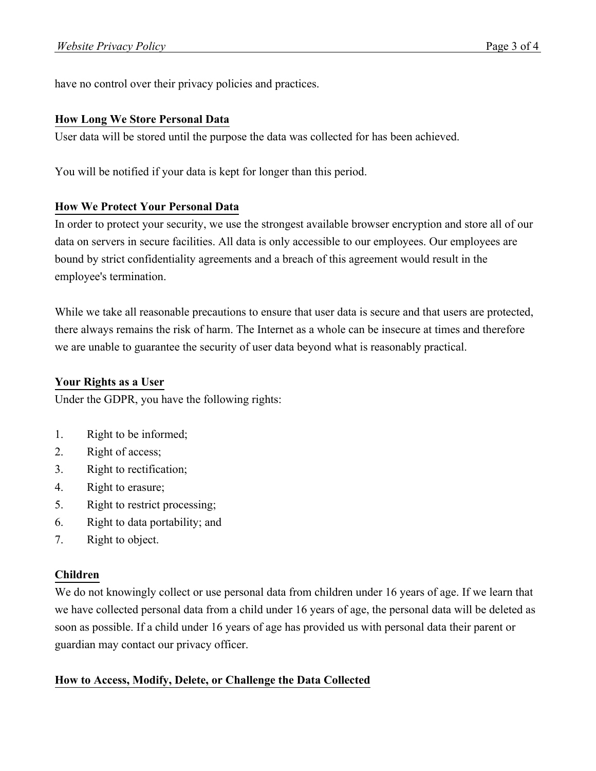have no control over their privacy policies and practices.

## How Long We Store Personal Data

User data will be stored until the purpose the data was collected for has been achieved.

You will be notified if your data is kept for longer than this period.

## How We Protect Your Personal Data

In order to protect your security, we use the strongest available browser encryption and store all of our data on servers in secure facilities. All data is only accessible to our employees. Our employees are bound by strict confidentiality agreements and a breach of this agreement would result in the employee's termination.

While we take all reasonable precautions to ensure that user data is secure and that users are protected, there always remains the risk of harm. The Internet as a whole can be insecure at times and therefore we are unable to guarantee the security of user data beyond what is reasonably practical.

## Your Rights as a User

Under the GDPR, you have the following rights:

1. Right to be informed;
2. Right of access;
3. Right to rectification;
4. Right to erasure;
5. Right to restrict processing;
6. Right to data portability; and
7. Right to object.

## Children

We do not knowingly collect or use personal data from children under 16 years of age. If we learn that we have collected personal data from a child under 16 years of age, the personal data will be deleted as soon as possible. If a child under 16 years of age has provided us with personal data their parent or guardian may contact our privacy officer.

## How to Access, Modify, Delete, or Challenge the Data Collected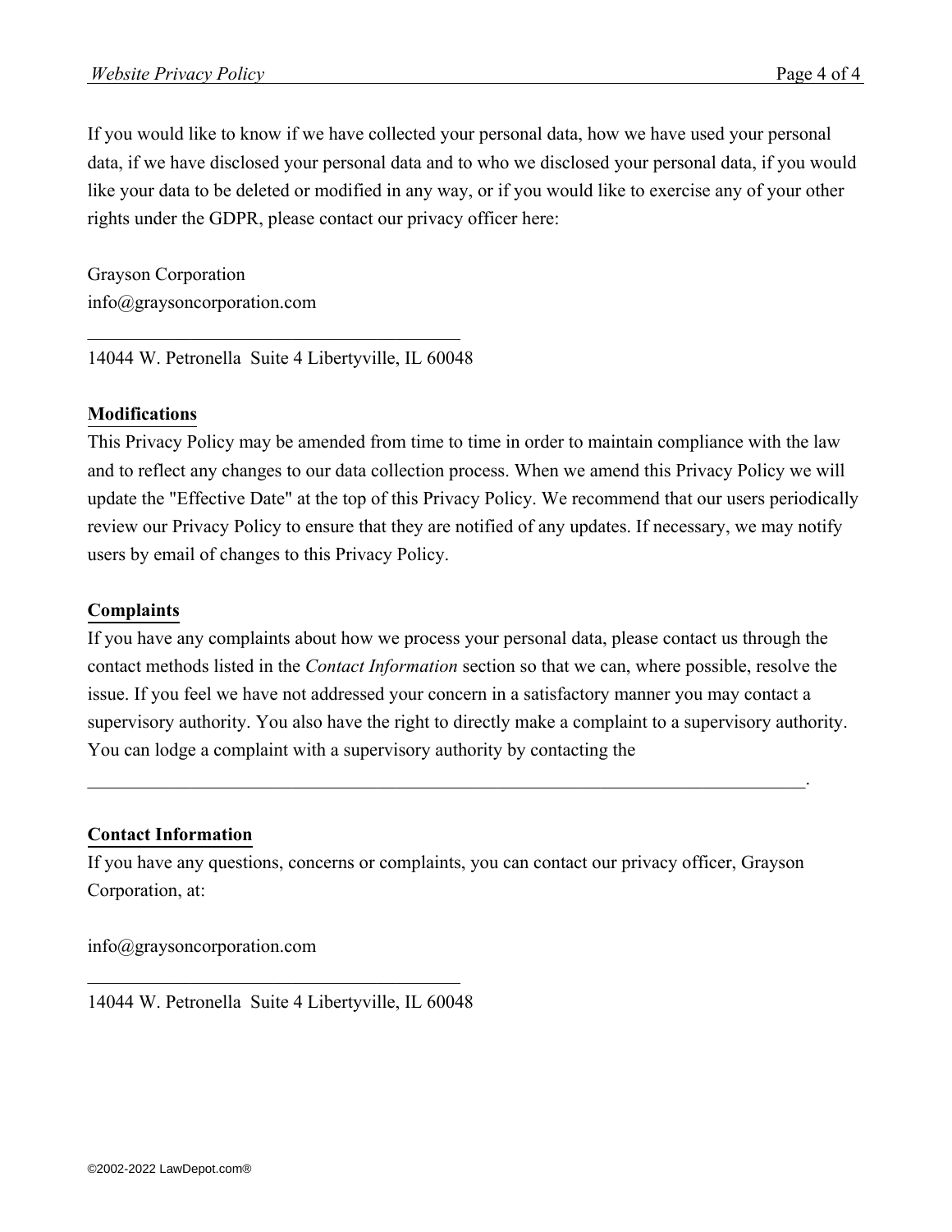If you would like to know if we have collected your personal data, how we have used your personal data, if we have disclosed your personal data and to who we disclosed your personal data, if you would like your data to be deleted or modified in any way, or if you would like to exercise any of your other rights under the GDPR, please contact our privacy officer here:

Grayson Corporation
info@graysoncorporation.com

\_\_\_\_\_\_\_\_\_\_\_\_\_\_\_\_\_\_\_\_\_\_\_\_\_\_\_\_\_\_\_\_\_\_\_\_\_\_\_\_\_

14044 W. Petronella Suite 4 Libertyville, IL 60048

**Modifications**

This Privacy Policy may be amended from time to time in order to maintain compliance with the law and to reflect any changes to our data collection process. When we amend this Privacy Policy we will update the "Effective Date" at the top of this Privacy Policy. We recommend that our users periodically review our Privacy Policy to ensure that they are notified of any updates. If necessary, we may notify users by email of changes to this Privacy Policy.

**Complaints**

If you have any complaints about how we process your personal data, please contact us through the contact methods listed in the *Contact Information* section so that we can, where possible, resolve the issue. If you feel we have not addressed your concern in a satisfactory manner you may contact a supervisory authority. You also have the right to directly make a complaint to a supervisory authority. You can lodge a complaint with a supervisory authority by contacting the \_\_\_\_\_\_\_\_\_\_\_\_\_\_\_\_\_\_\_\_\_\_\_\_\_\_\_\_\_\_\_\_\_\_\_\_\_\_\_\_\_\_\_\_\_\_\_\_\_\_\_\_\_\_\_\_\_\_\_\_\_\_\_\_\_\_\_\_\_\_\_\_\_\_\_\_\_\_.

**Contact Information**

If you have any questions, concerns or complaints, you can contact our privacy officer, Grayson Corporation, at:

info@graysoncorporation.com

\_\_\_\_\_\_\_\_\_\_\_\_\_\_\_\_\_\_\_\_\_\_\_\_\_\_\_\_\_\_\_\_\_\_\_\_\_\_\_\_\_

14044 W. Petronella Suite 4 Libertyville, IL 60048